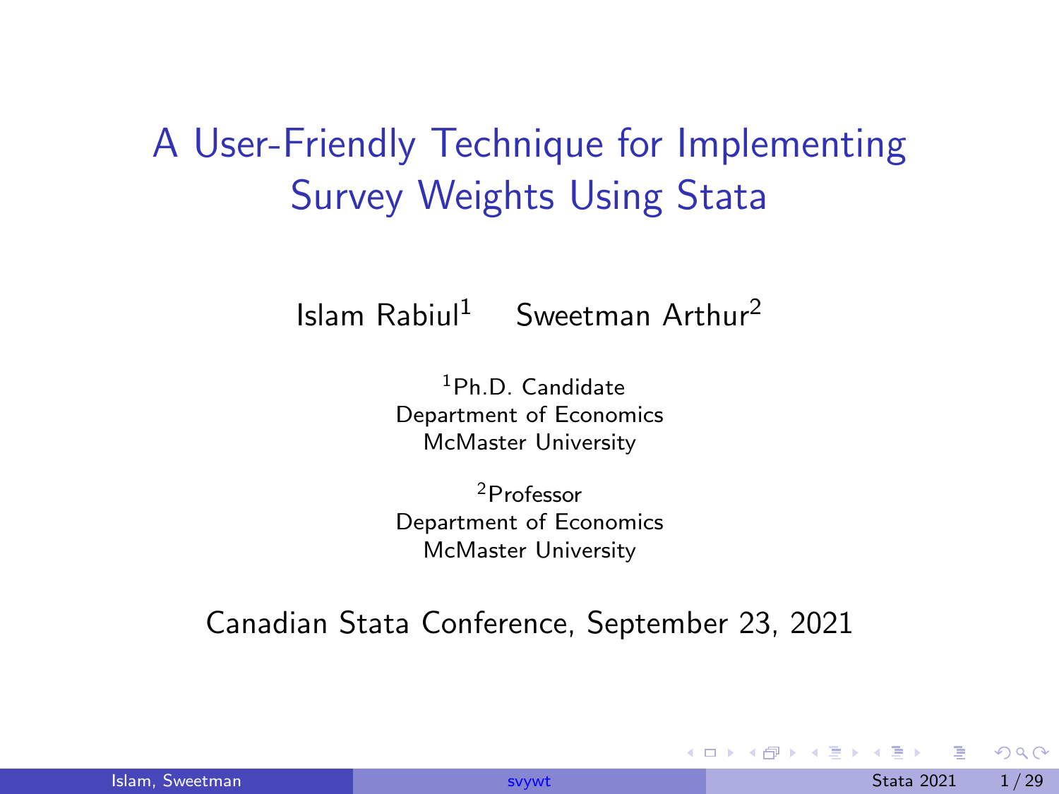# A User-Friendly Technique for Implementing Survey Weights Using Stata

Islam Rabiul[1] Sweetman Arthur[2]

[1]Ph.D. Candidate
Department of Economics
McMaster University

[2]Professor
Department of Economics
McMaster University

Canadian Stata Conference, September 23, 2021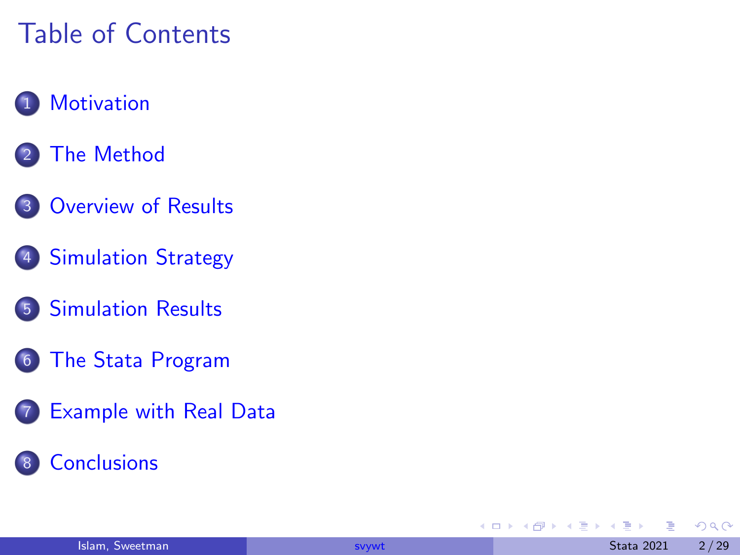# Table of Contents

1. Motivation
2. The Method
3. Overview of Results
4. Simulation Strategy
5. Simulation Results
6. The Stata Program
7. Example with Real Data
8. Conclusions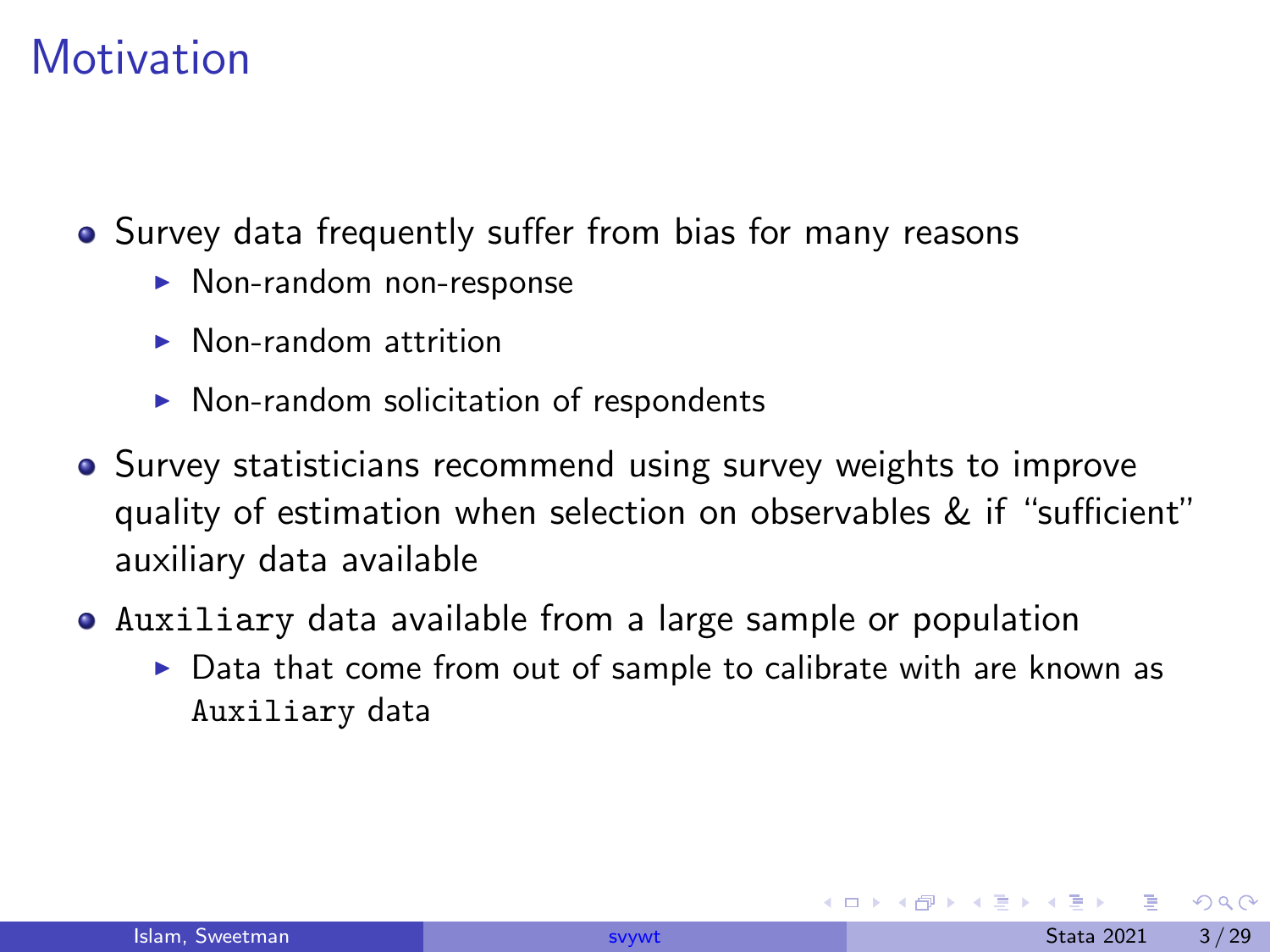# Motivation

- Survey data frequently suffer from bias for many reasons
  - Non-random non-response
  - Non-random attrition
  - Non-random solicitation of respondents
- Survey statisticians recommend using survey weights to improve quality of estimation when selection on observables & if "sufficient" auxiliary data available
- `Auxiliary` data available from a large sample or population
  - Data that come from out of sample to calibrate with are known as `Auxiliary` data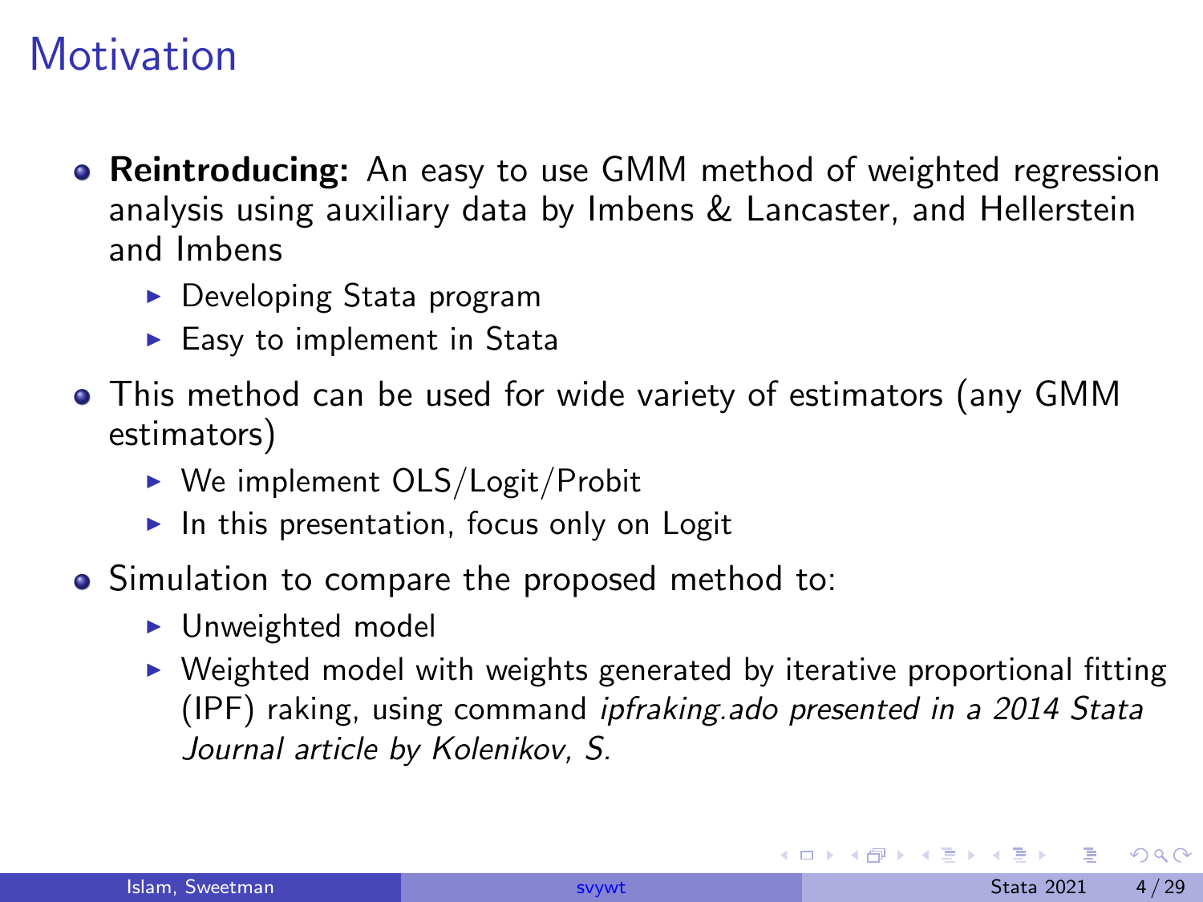# Motivation

- **Reintroducing:** An easy to use GMM method of weighted regression analysis using auxiliary data by Imbens & Lancaster, and Hellerstein and Imbens
  - Developing Stata program
  - Easy to implement in Stata
- This method can be used for wide variety of estimators (any GMM estimators)
  - We implement OLS/Logit/Probit
  - In this presentation, focus only on Logit
- Simulation to compare the proposed method to:
  - Unweighted model
  - Weighted model with weights generated by iterative proportional fitting (IPF) raking, using command *ipfraking.ado presented in a 2014 Stata Journal article by Kolenikov, S.*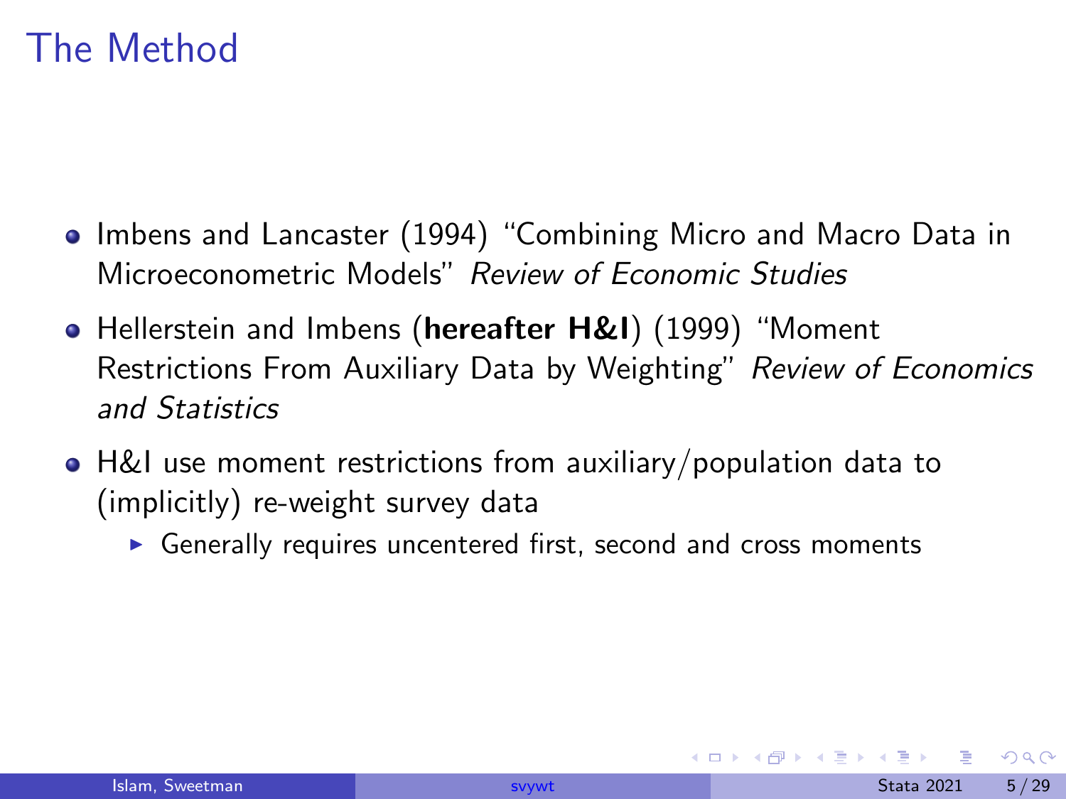# The Method

- Imbens and Lancaster (1994) "Combining Micro and Macro Data in Microeconometric Models" *Review of Economic Studies*
- Hellerstein and Imbens (**hereafter H&I**) (1999) "Moment Restrictions From Auxiliary Data by Weighting" *Review of Economics and Statistics*
- H&I use moment restrictions from auxiliary/population data to (implicitly) re-weight survey data
  - Generally requires uncentered first, second and cross moments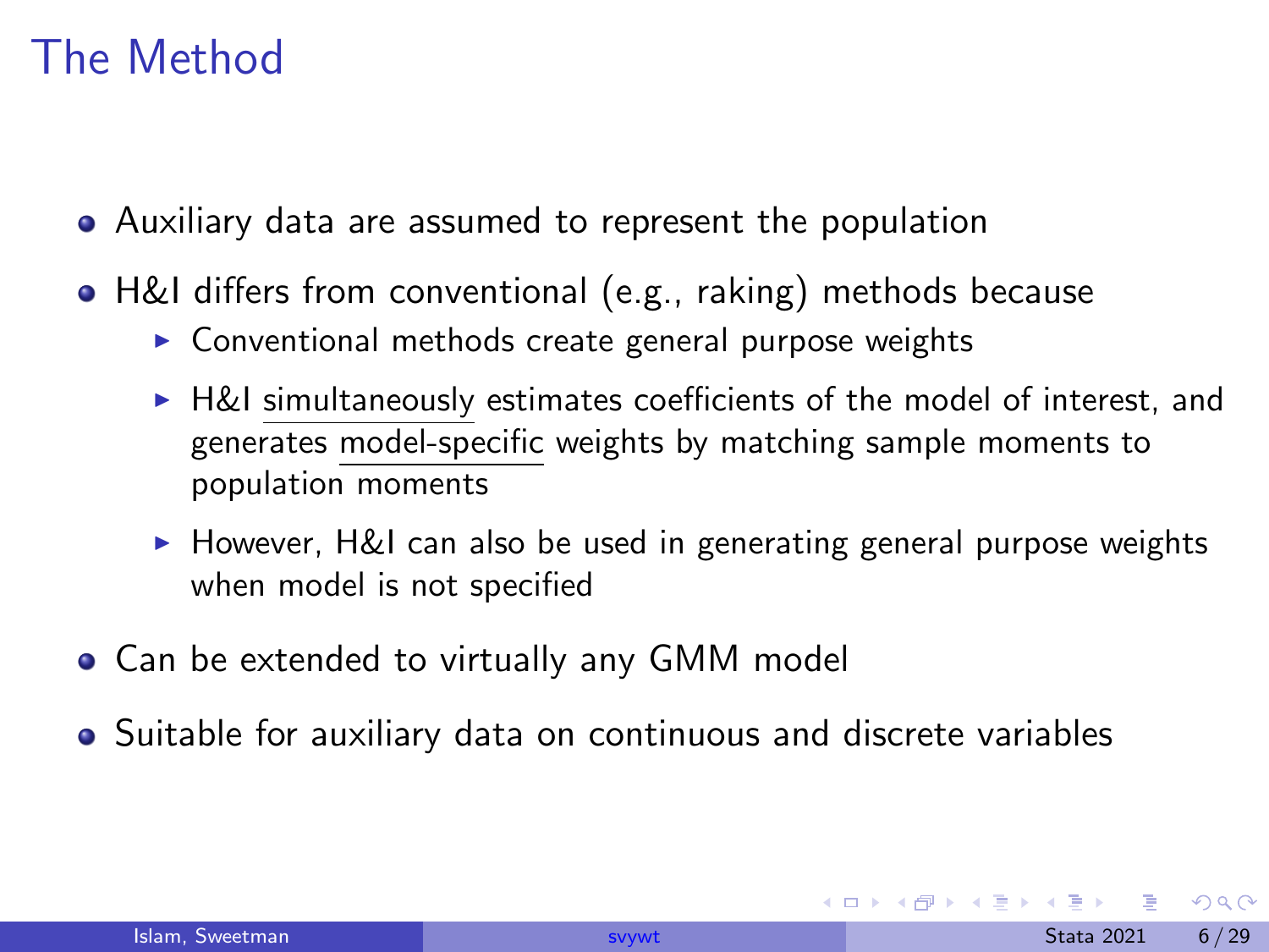# The Method

- Auxiliary data are assumed to represent the population
- H&I differs from conventional (e.g., raking) methods because
  - Conventional methods create general purpose weights
  - H&I simultaneously estimates coefficients of the model of interest, and generates model-specific weights by matching sample moments to population moments
  - However, H&I can also be used in generating general purpose weights when model is not specified
- Can be extended to virtually any GMM model
- Suitable for auxiliary data on continuous and discrete variables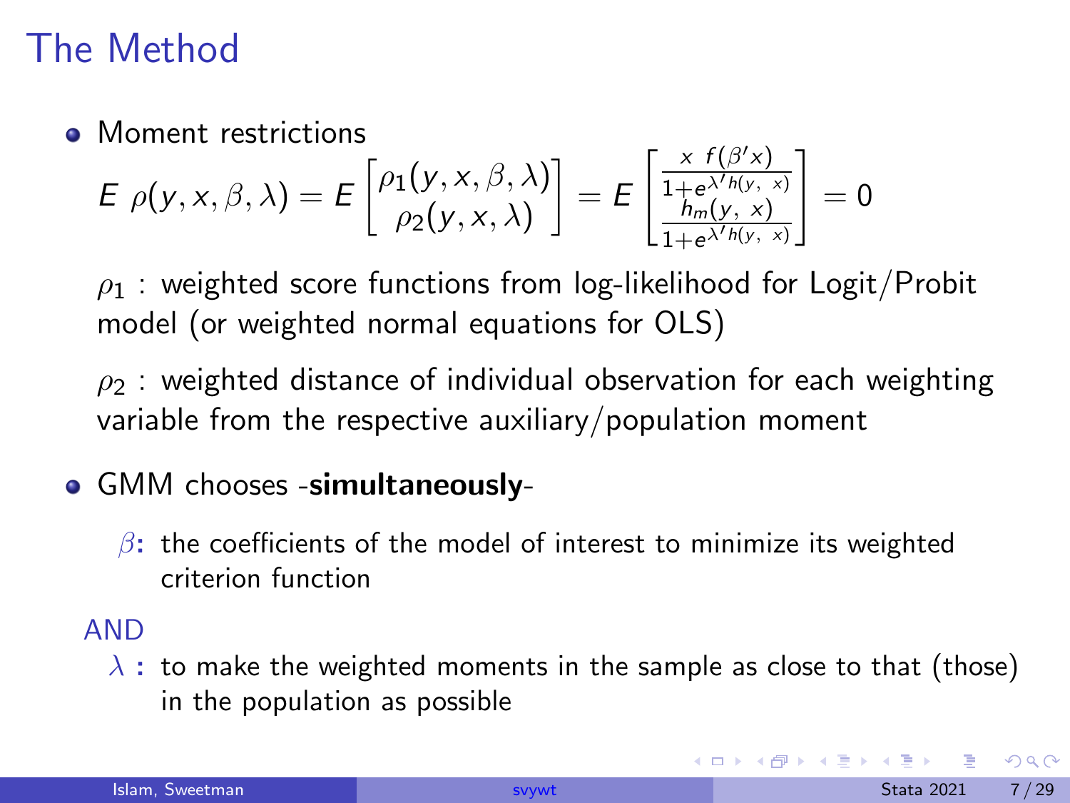# The Method

- Moment restrictions

$$E\ \rho(y, x, \beta, \lambda) = E \begin{bmatrix} \rho_1(y, x, \beta, \lambda) \\ \rho_2(y, x, \lambda) \end{bmatrix} = E \begin{bmatrix} \frac{x\ f(\beta' x)}{1+e^{\lambda' h(y,\ x)}} \\ \frac{h_m(y,\ x)}{1+e^{\lambda' h(y,\ x)}} \end{bmatrix} = 0$$

  $\rho_1$ : weighted score functions from log-likelihood for Logit/Probit model (or weighted normal equations for OLS)

  $\rho_2$ : weighted distance of individual observation for each weighting variable from the respective auxiliary/population moment

- GMM chooses -**simultaneously**-

  $\beta$**:** the coefficients of the model of interest to minimize its weighted criterion function

  AND

  $\lambda$ **:** to make the weighted moments in the sample as close to that (those) in the population as possible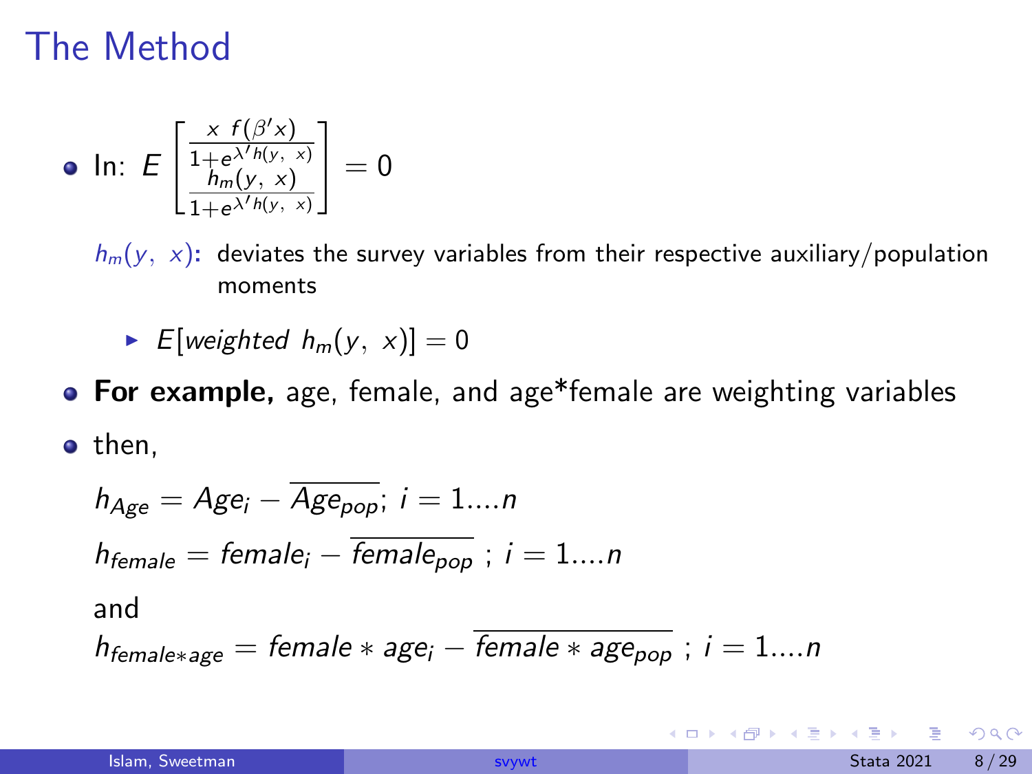# The Method

- In: $E\begin{bmatrix} \frac{x\ f(\beta' x)}{1+e^{\lambda' h(y,\ x)}} \\ \frac{h_m(y,\ x)}{1+e^{\lambda' h(y,\ x)}} \end{bmatrix} = 0$

  $h_m(y,\ x)$**:** deviates the survey variables from their respective auxiliary/population moments

  - $E[weighted\ h_m(y,\ x)] = 0$

- **For example,** age, female, and age*female are weighting variables
- then,

  $h_{Age} = Age_i - \overline{Age_{pop}};\ i = 1....n$

  $h_{female} = female_i - \overline{female_{pop}}\ ;\ i = 1....n$

  and

  $h_{female*age} = female*age_i - \overline{female*age_{pop}}\ ;\ i = 1....n$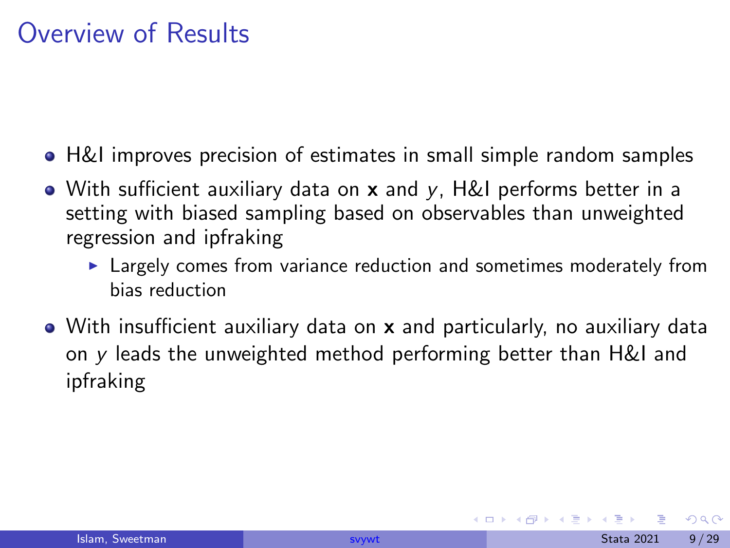# Overview of Results

- H&I improves precision of estimates in small simple random samples
- With sufficient auxiliary data on $\mathbf{x}$ and $y$, H&I performs better in a setting with biased sampling based on observables than unweighted regression and ipfraking
  - Largely comes from variance reduction and sometimes moderately from bias reduction
- With insufficient auxiliary data on $\mathbf{x}$ and particularly, no auxiliary data on $y$ leads the unweighted method performing better than H&I and ipfraking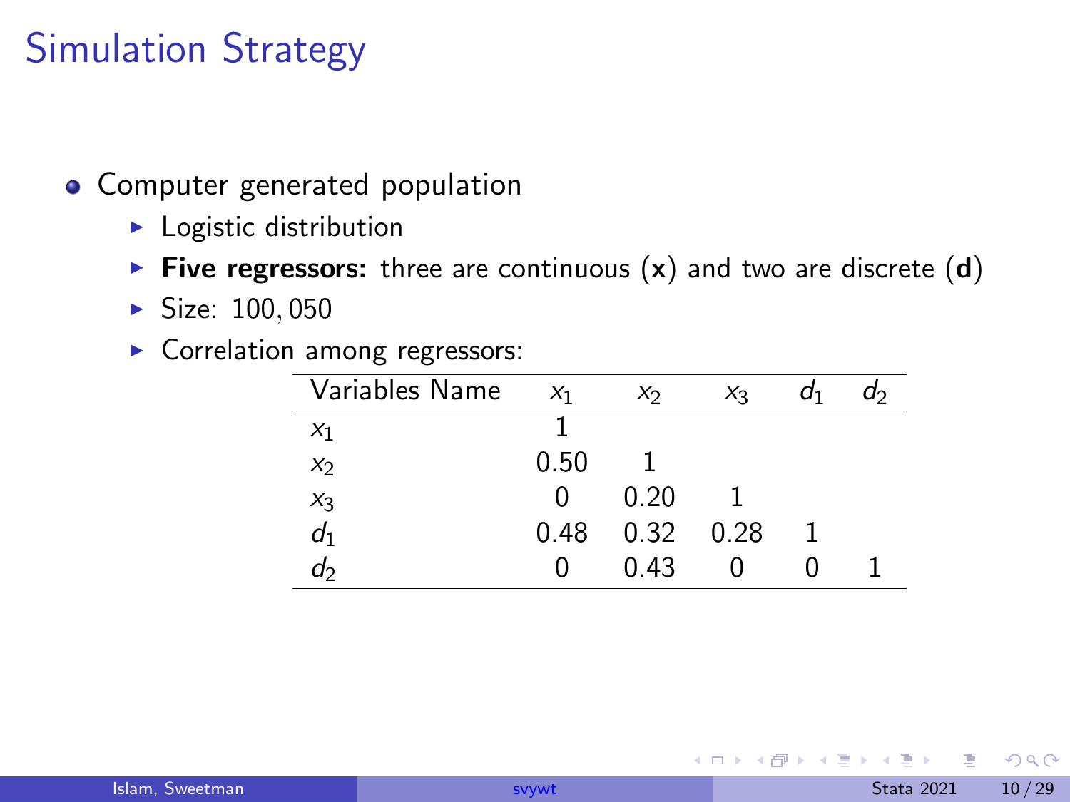# Simulation Strategy

- Computer generated population
  - Logistic distribution
  - **Five regressors:** three are continuous ($\mathbf{x}$) and two are discrete ($\mathbf{d}$)
  - Size: 100,050
  - Correlation among regressors:

| Variables Name | $x_1$ | $x_2$ | $x_3$ | $d_1$ | $d_2$ |
|---|---|---|---|---|---|
| $x_1$ | 1 | | | | |
| $x_2$ | 0.50 | 1 | | | |
| $x_3$ | 0 | 0.20 | 1 | | |
| $d_1$ | 0.48 | 0.32 | 0.28 | 1 | |
| $d_2$ | 0 | 0.43 | 0 | 0 | 1 |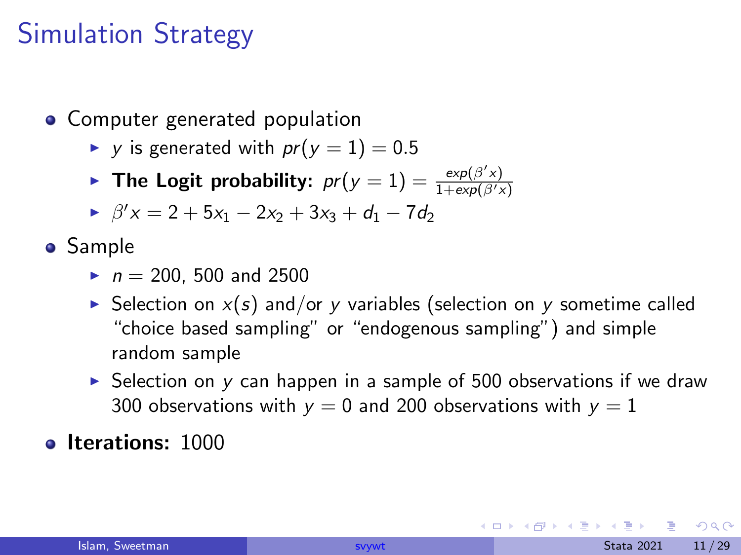# Simulation Strategy

- Computer generated population
  - $y$ is generated with $pr(y = 1) = 0.5$
  - **The Logit probability:** $pr(y = 1) = \frac{exp(\beta' x)}{1+exp(\beta' x)}$
  - $\beta' x = 2 + 5x_1 - 2x_2 + 3x_3 + d_1 - 7d_2$
- Sample
  - $n = 200$, 500 and 2500
  - Selection on $x(s)$ and/or $y$ variables (selection on $y$ sometime called "choice based sampling" or "endogenous sampling") and simple random sample
  - Selection on $y$ can happen in a sample of 500 observations if we draw 300 observations with $y = 0$ and 200 observations with $y = 1$
- **Iterations:** 1000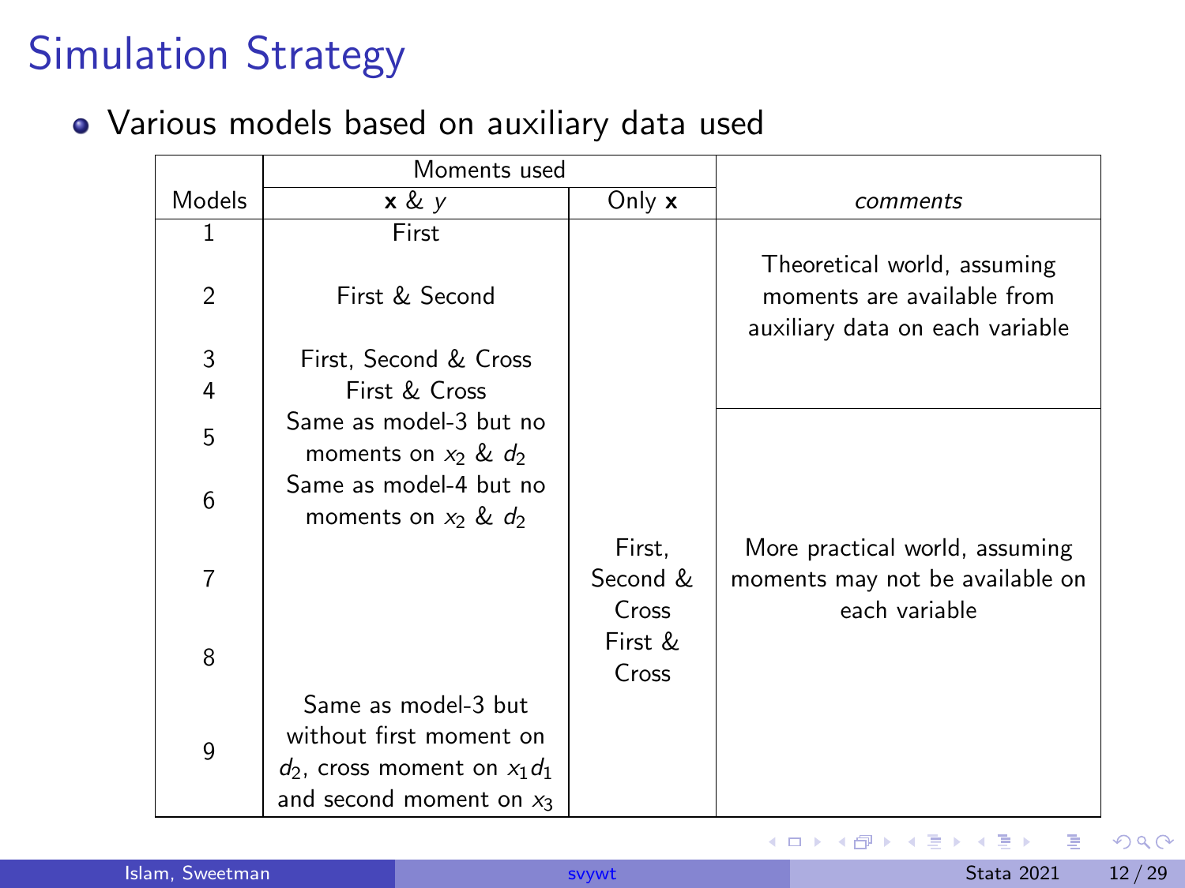# Simulation Strategy

- Various models based on auxiliary data used

| Models | Moments used: **x** & $y$ | Moments used: Only **x** | *comments* |
|---|---|---|---|
| 1 | First | | Theoretical world, assuming moments are available from auxiliary data on each variable |
| 2 | First & Second | | |
| 3 | First, Second & Cross | | |
| 4 | First & Cross | | |
| 5 | Same as model-3 but no moments on $x_2$ & $d_2$ | | More practical world, assuming moments may not be available on each variable |
| 6 | Same as model-4 but no moments on $x_2$ & $d_2$ | | |
| 7 | | First, Second & Cross | |
| 8 | | First & Cross | |
| 9 | Same as model-3 but without first moment on $d_2$, cross moment on $x_1 d_1$ and second moment on $x_3$ | | |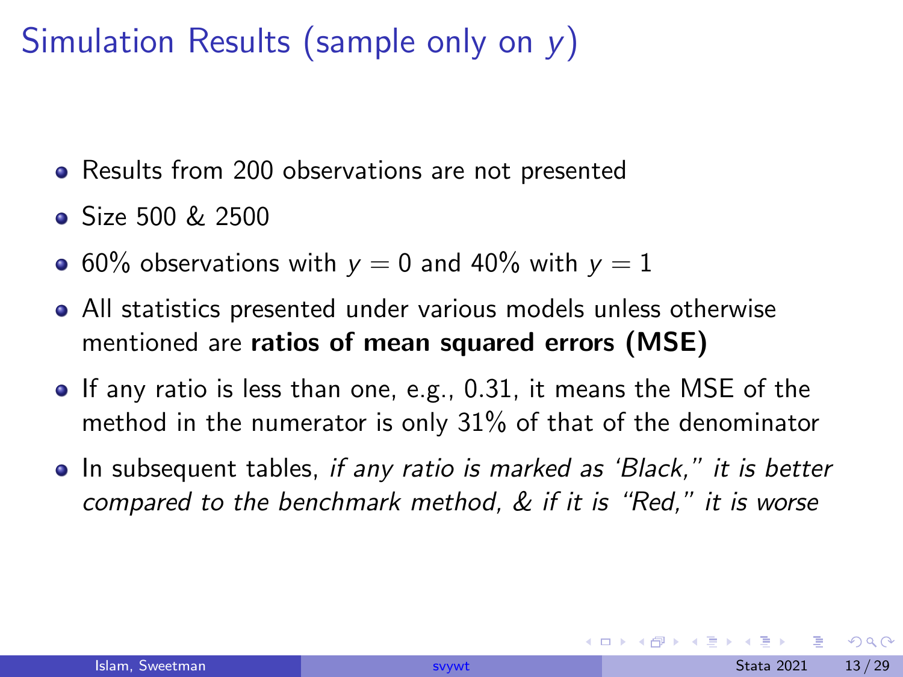# Simulation Results (sample only on $y$)

- Results from 200 observations are not presented
- Size 500 & 2500
- 60% observations with $y = 0$ and 40% with $y = 1$
- All statistics presented under various models unless otherwise mentioned are **ratios of mean squared errors (MSE)**
- If any ratio is less than one, e.g., 0.31, it means the MSE of the method in the numerator is only 31% of that of the denominator
- In subsequent tables, *if any ratio is marked as 'Black," it is better compared to the benchmark method, & if it is "Red," it is worse*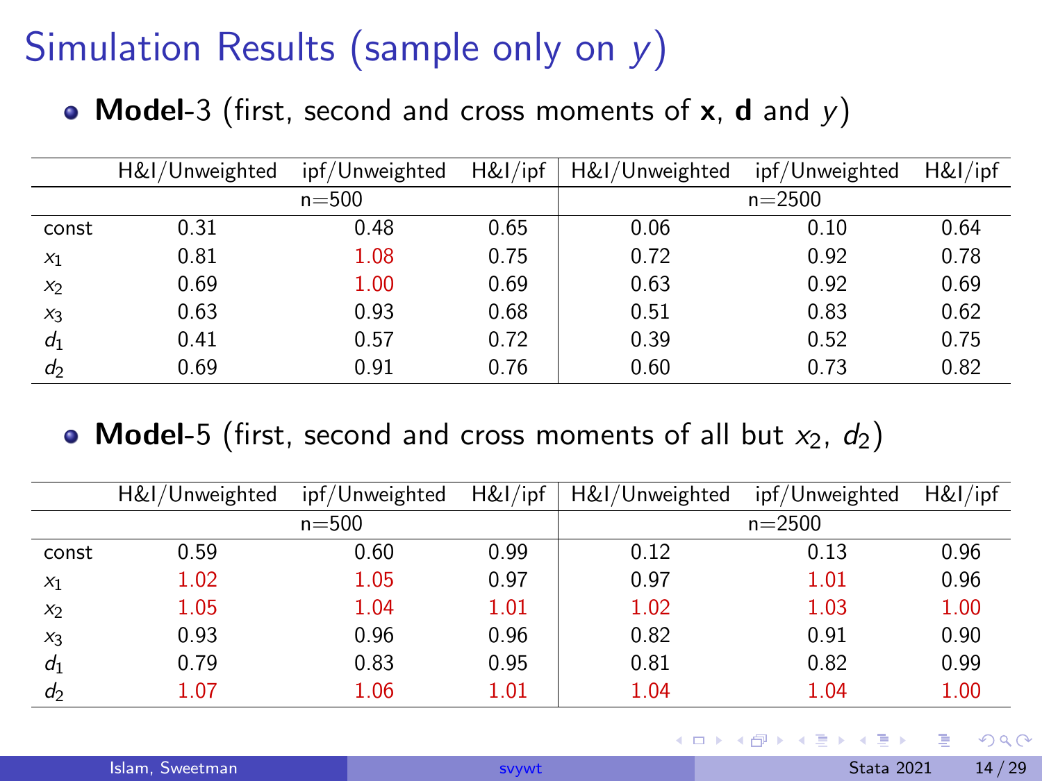# Simulation Results (sample only on $y$)

- **Model**-3 (first, second and cross moments of **x**, **d** and $y$)

| | H&I/Unweighted | ipf/Unweighted | H&I/ipf | H&I/Unweighted | ipf/Unweighted | H&I/ipf |
|---|---|---|---|---|---|---|
| | n=500 | | | n=2500 | | |
| const | 0.31 | 0.48 | 0.65 | 0.06 | 0.10 | 0.64 |
| $x_1$ | 0.81 | 1.08 | 0.75 | 0.72 | 0.92 | 0.78 |
| $x_2$ | 0.69 | 1.00 | 0.69 | 0.63 | 0.92 | 0.69 |
| $x_3$ | 0.63 | 0.93 | 0.68 | 0.51 | 0.83 | 0.62 |
| $d_1$ | 0.41 | 0.57 | 0.72 | 0.39 | 0.52 | 0.75 |
| $d_2$ | 0.69 | 0.91 | 0.76 | 0.60 | 0.73 | 0.82 |

- **Model**-5 (first, second and cross moments of all but $x_2$, $d_2$)

| | H&I/Unweighted | ipf/Unweighted | H&I/ipf | H&I/Unweighted | ipf/Unweighted | H&I/ipf |
|---|---|---|---|---|---|---|
| | n=500 | | | n=2500 | | |
| const | 0.59 | 0.60 | 0.99 | 0.12 | 0.13 | 0.96 |
| $x_1$ | 1.02 | 1.05 | 0.97 | 0.97 | 1.01 | 0.96 |
| $x_2$ | 1.05 | 1.04 | 1.01 | 1.02 | 1.03 | 1.00 |
| $x_3$ | 0.93 | 0.96 | 0.96 | 0.82 | 0.91 | 0.90 |
| $d_1$ | 0.79 | 0.83 | 0.95 | 0.81 | 0.82 | 0.99 |
| $d_2$ | 1.07 | 1.06 | 1.01 | 1.04 | 1.04 | 1.00 |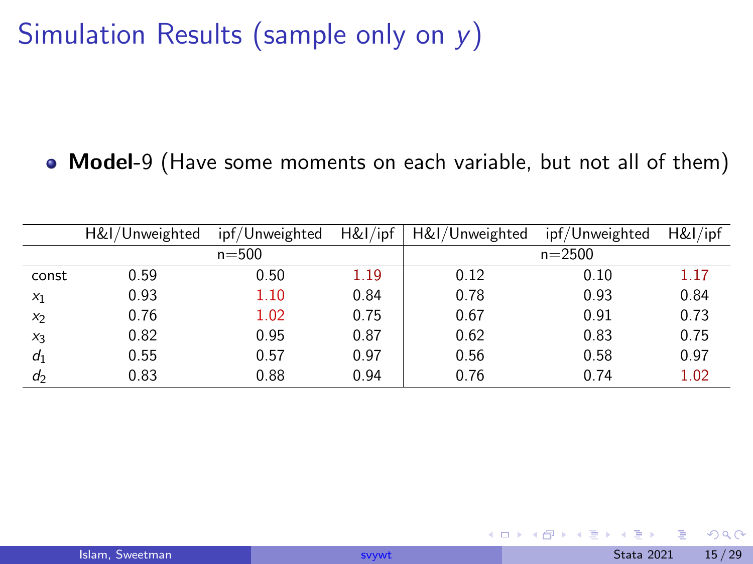# Simulation Results (sample only on $y$)

- **Model**-9 (Have some moments on each variable, but not all of them)

| | H&I/Unweighted | ipf/Unweighted | H&I/ipf | H&I/Unweighted | ipf/Unweighted | H&I/ipf |
|---|---|---|---|---|---|---|
| | | n=500 | | | n=2500 | |
| const | 0.59 | 0.50 | 1.19 | 0.12 | 0.10 | 1.17 |
| $x_1$ | 0.93 | 1.10 | 0.84 | 0.78 | 0.93 | 0.84 |
| $x_2$ | 0.76 | 1.02 | 0.75 | 0.67 | 0.91 | 0.73 |
| $x_3$ | 0.82 | 0.95 | 0.87 | 0.62 | 0.83 | 0.75 |
| $d_1$ | 0.55 | 0.57 | 0.97 | 0.56 | 0.58 | 0.97 |
| $d_2$ | 0.83 | 0.88 | 0.94 | 0.76 | 0.74 | 1.02 |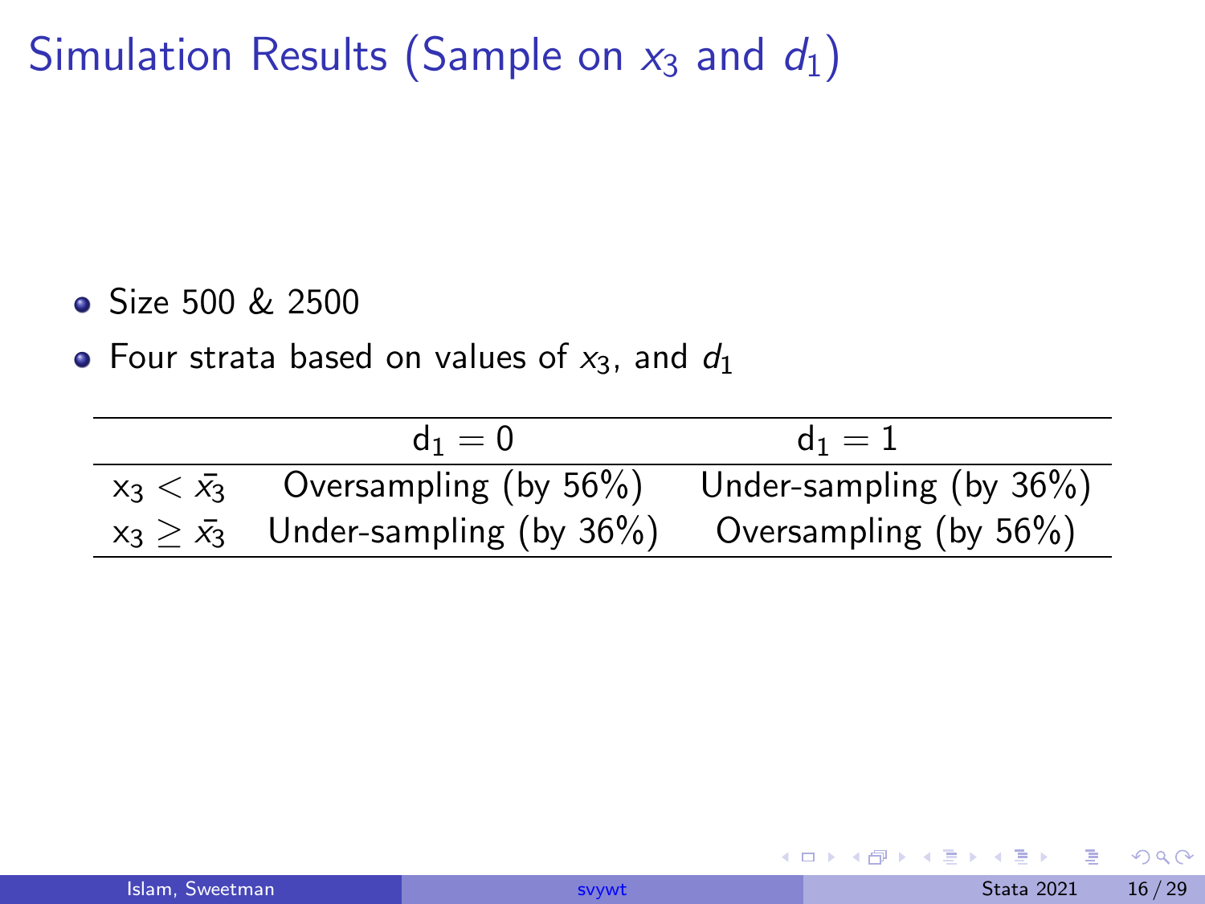# Simulation Results (Sample on $x_3$ and $d_1$)

- Size 500 & 2500
- Four strata based on values of $x_3$, and $d_1$

| | $d_1 = 0$ | $d_1 = 1$ |
|---|---|---|
| $x_3 < \bar{x_3}$ | Oversampling (by 56%) | Under-sampling (by 36%) |
| $x_3 \geq \bar{x_3}$ | Under-sampling (by 36%) | Oversampling (by 56%) |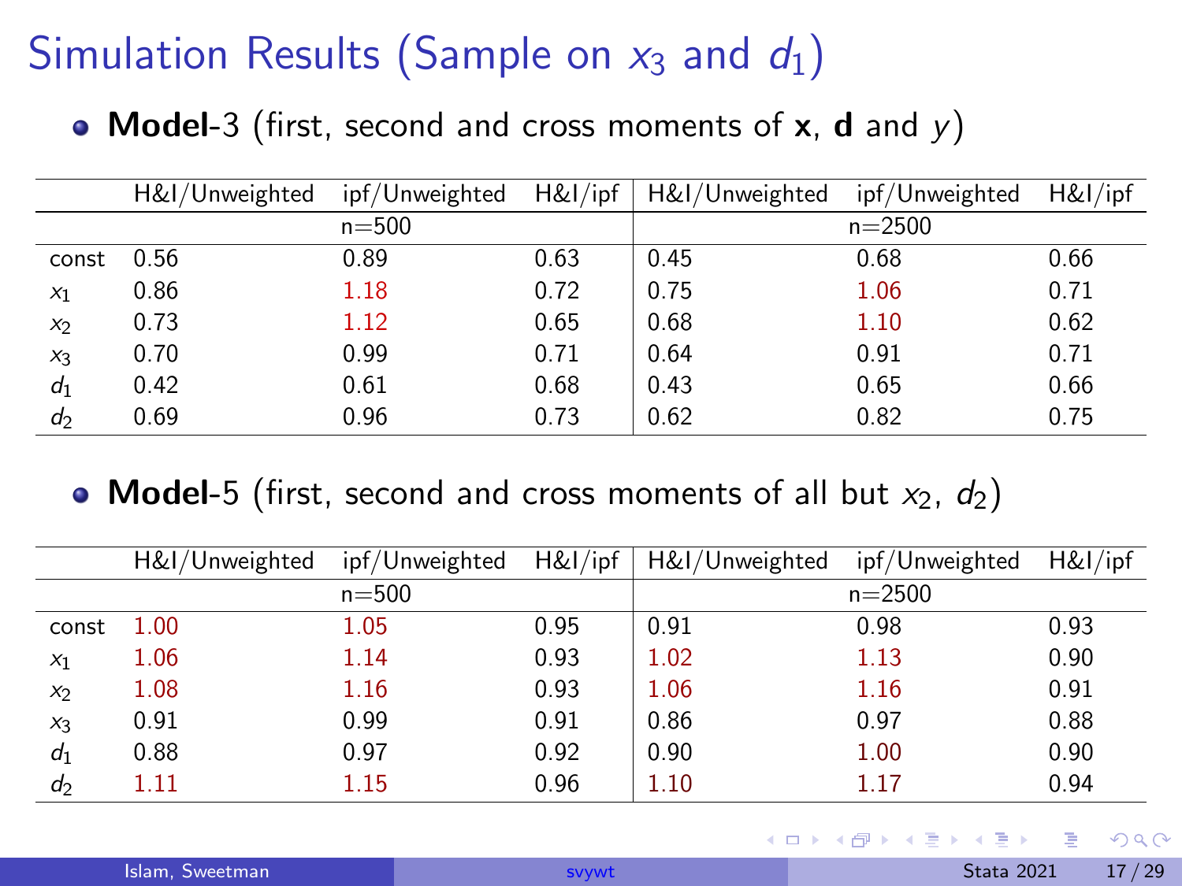# Simulation Results (Sample on $x_3$ and $d_1$)

- **Model**-3 (first, second and cross moments of **x**, **d** and $y$)

| | H&I/Unweighted | ipf/Unweighted | H&I/ipf | H&I/Unweighted | ipf/Unweighted | H&I/ipf |
|---|---|---|---|---|---|---|
| | | n=500 | | | n=2500 | |
| const | 0.56 | 0.89 | 0.63 | 0.45 | 0.68 | 0.66 |
| $x_1$ | 0.86 | 1.18 | 0.72 | 0.75 | 1.06 | 0.71 |
| $x_2$ | 0.73 | 1.12 | 0.65 | 0.68 | 1.10 | 0.62 |
| $x_3$ | 0.70 | 0.99 | 0.71 | 0.64 | 0.91 | 0.71 |
| $d_1$ | 0.42 | 0.61 | 0.68 | 0.43 | 0.65 | 0.66 |
| $d_2$ | 0.69 | 0.96 | 0.73 | 0.62 | 0.82 | 0.75 |

- **Model**-5 (first, second and cross moments of all but $x_2$, $d_2$)

| | H&I/Unweighted | ipf/Unweighted | H&I/ipf | H&I/Unweighted | ipf/Unweighted | H&I/ipf |
|---|---|---|---|---|---|---|
| | | n=500 | | | n=2500 | |
| const | 1.00 | 1.05 | 0.95 | 0.91 | 0.98 | 0.93 |
| $x_1$ | 1.06 | 1.14 | 0.93 | 1.02 | 1.13 | 0.90 |
| $x_2$ | 1.08 | 1.16 | 0.93 | 1.06 | 1.16 | 0.91 |
| $x_3$ | 0.91 | 0.99 | 0.91 | 0.86 | 0.97 | 0.88 |
| $d_1$ | 0.88 | 0.97 | 0.92 | 0.90 | 1.00 | 0.90 |
| $d_2$ | 1.11 | 1.15 | 0.96 | 1.10 | 1.17 | 0.94 |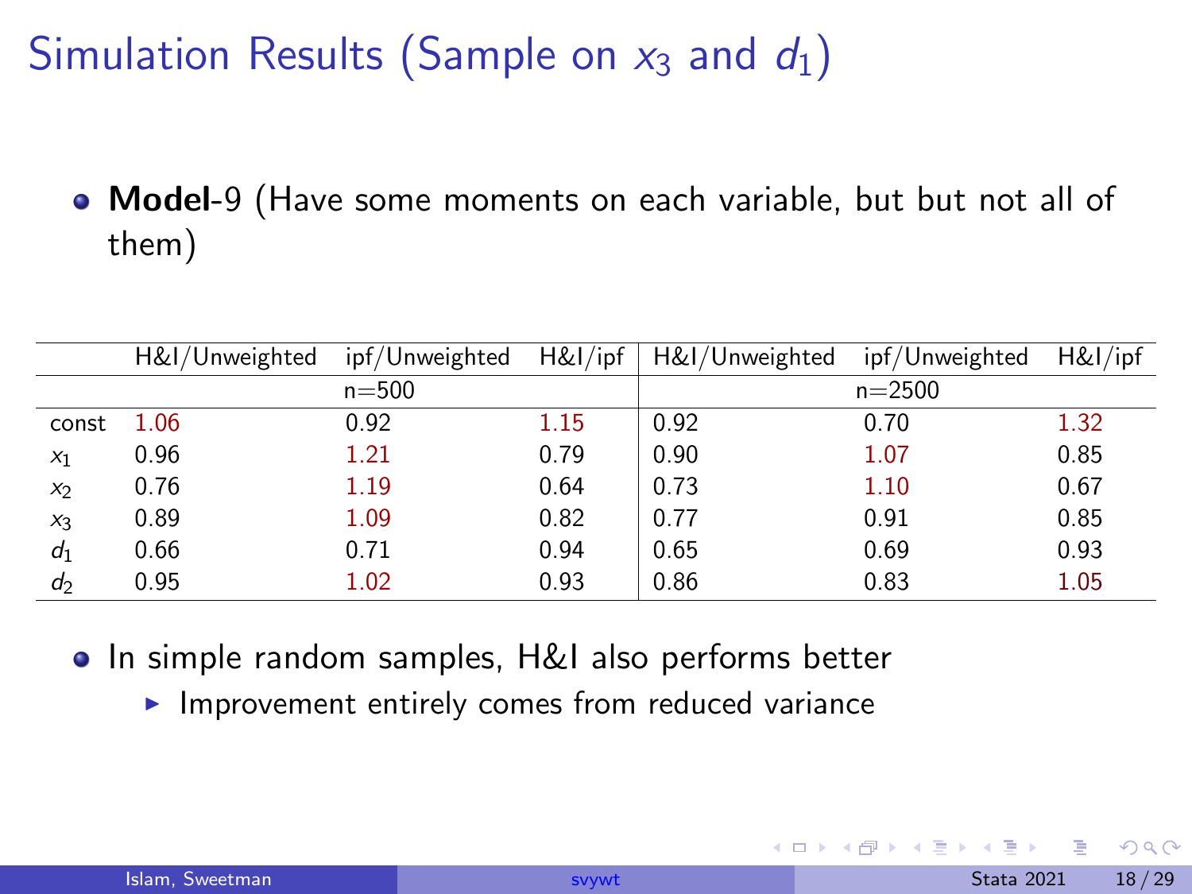# Simulation Results (Sample on $x_3$ and $d_1$)

- **Model**-9 (Have some moments on each variable, but but not all of them)

| | H&I/Unweighted | ipf/Unweighted | H&I/ipf | H&I/Unweighted | ipf/Unweighted | H&I/ipf |
|---|---|---|---|---|---|---|
| | | n=500 | | | n=2500 | |
| const | 1.06 | 0.92 | 1.15 | 0.92 | 0.70 | 1.32 |
| $x_1$ | 0.96 | 1.21 | 0.79 | 0.90 | 1.07 | 0.85 |
| $x_2$ | 0.76 | 1.19 | 0.64 | 0.73 | 1.10 | 0.67 |
| $x_3$ | 0.89 | 1.09 | 0.82 | 0.77 | 0.91 | 0.85 |
| $d_1$ | 0.66 | 0.71 | 0.94 | 0.65 | 0.69 | 0.93 |
| $d_2$ | 0.95 | 1.02 | 0.93 | 0.86 | 0.83 | 1.05 |

- In simple random samples, H&I also performs better
  - Improvement entirely comes from reduced variance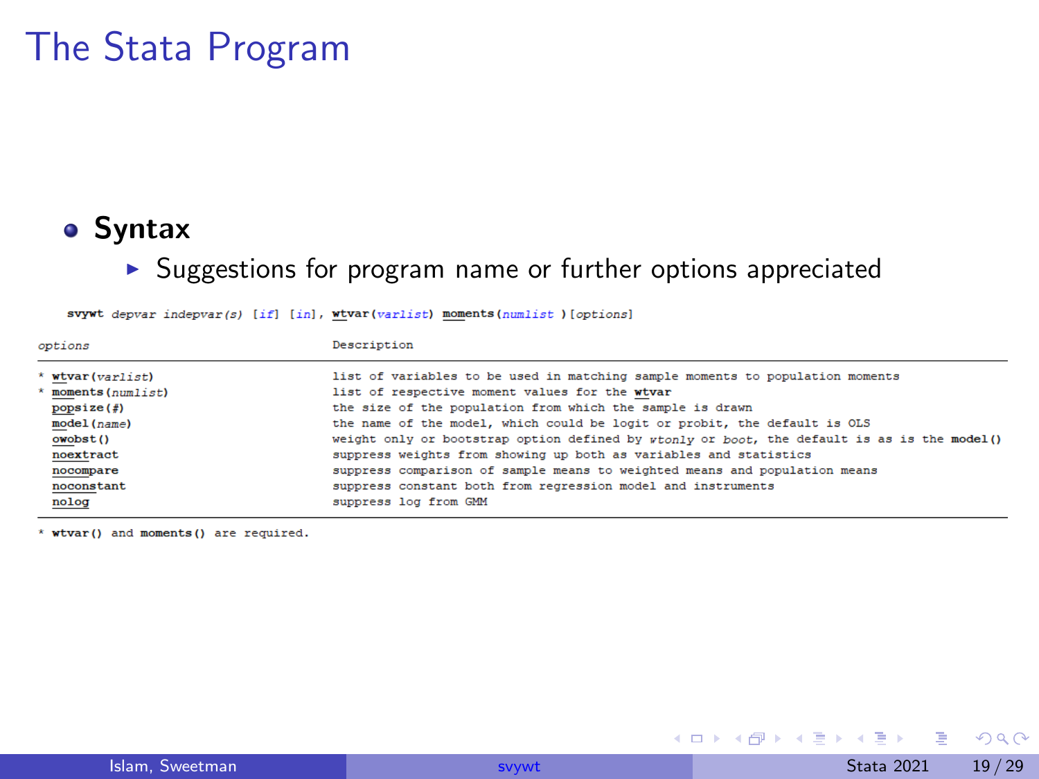# The Stata Program

- **Syntax**
  - Suggestions for program name or further options appreciated

```
svywt depvar indepvar(s) [if] [in], wtvar(varlist) moments(numlist )[options]
```

| options | Description |
|---|---|
| * wtvar(varlist) | list of variables to be used in matching sample moments to population moments |
| * moments(numlist) | list of respective moment values for the wtvar |
| popsize(#) | the size of the population from which the sample is drawn |
| model(name) | the name of the model, which could be logit or probit, the default is OLS |
| owobst() | weight only or bootstrap option defined by *wtonly* or *boot*, the default is as is the model() |
| noextract | suppress weights from showing up both as variables and statistics |
| nocompare | suppress comparison of sample means to weighted means and population means |
| noconstant | suppress constant both from regression model and instruments |
| nolog | suppress log from GMM |

\* wtvar() and moments() are required.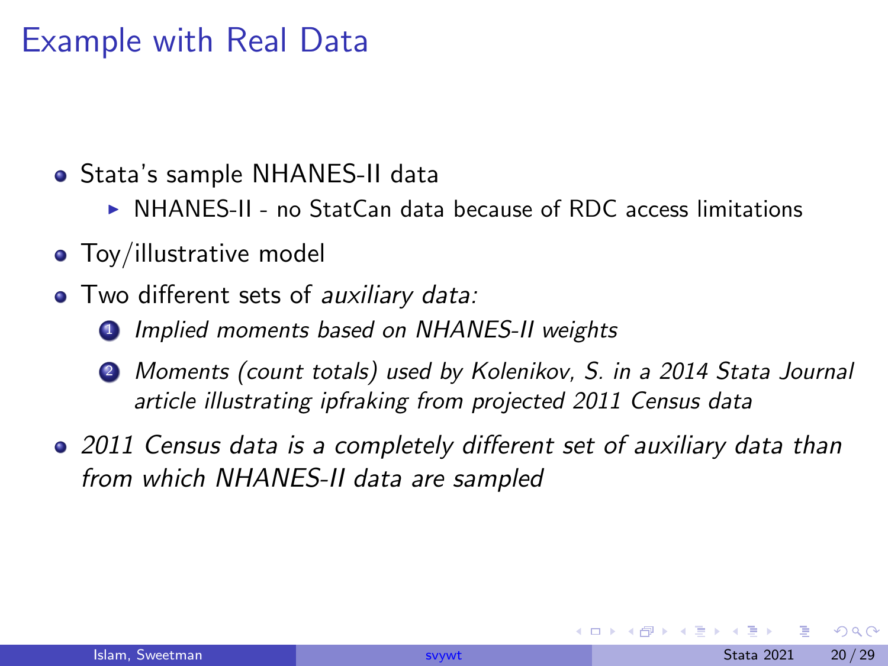# Example with Real Data

- Stata's sample NHANES-II data
  - NHANES-II - no StatCan data because of RDC access limitations
- Toy/illustrative model
- Two different sets of *auxiliary data:*
  1. *Implied moments based on NHANES-II weights*
  2. *Moments (count totals) used by Kolenikov, S. in a 2014 Stata Journal article illustrating ipfraking from projected 2011 Census data*
- *2011 Census data is a completely different set of auxiliary data than from which NHANES-II data are sampled*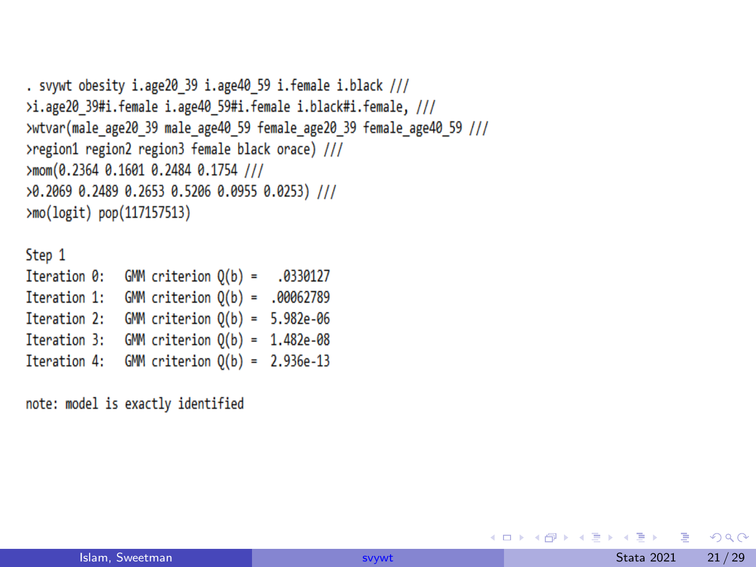```
. svywt obesity i.age20_39 i.age40_59 i.female i.black ///
>i.age20_39#i.female i.age40_59#i.female i.black#i.female, ///
>wtvar(male_age20_39 male_age40_59 female_age20_39 female_age40_59 ///
>region1 region2 region3 female black orace) ///
>mom(0.2364 0.1601 0.2484 0.1754 ///
>0.2069 0.2489 0.2653 0.5206 0.0955 0.0253) ///
>mo(logit) pop(117157513)

Step 1
Iteration 0:   GMM criterion Q(b) =   .0330127
Iteration 1:   GMM criterion Q(b) =  .00062789
Iteration 2:   GMM criterion Q(b) =  5.982e-06
Iteration 3:   GMM criterion Q(b) =  1.482e-08
Iteration 4:   GMM criterion Q(b) =  2.936e-13

note: model is exactly identified
```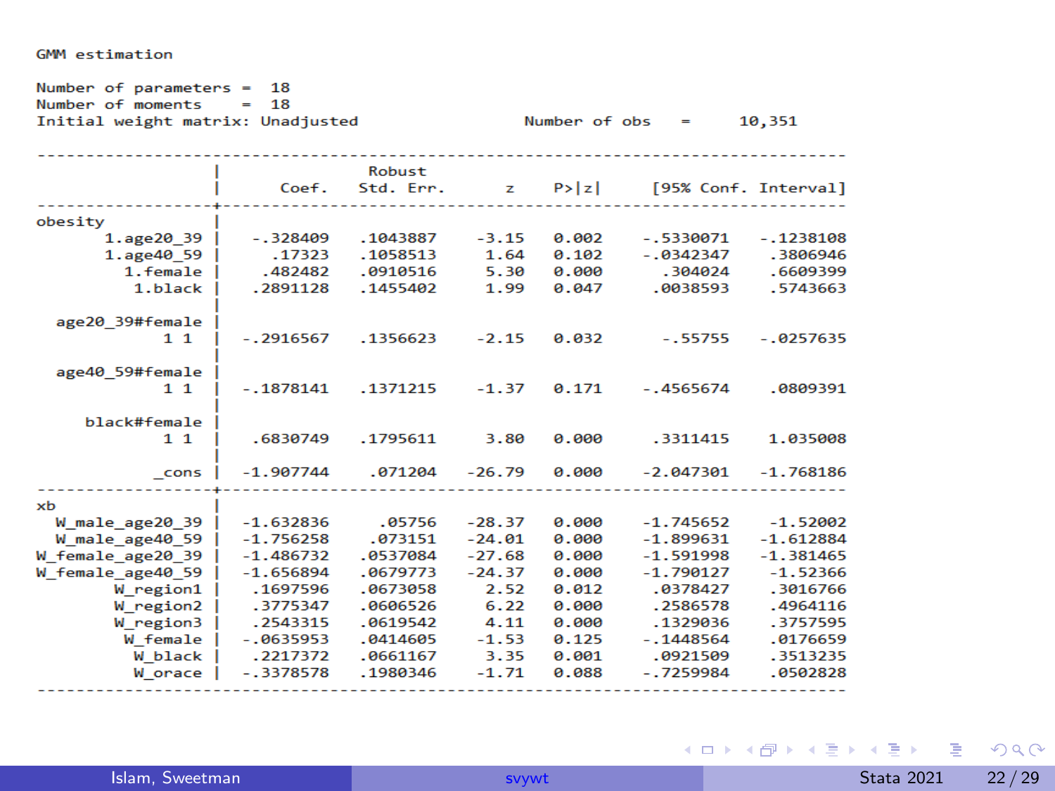GMM estimation

Number of parameters = 18
Number of moments = 18
Initial weight matrix: Unadjusted

Number of obs = 10,351

| | Coef. | Robust Std. Err. | z | P>\|z\| | [95% Conf. | Interval] |
|---|---|---|---|---|---|---|
| **obesity** | | | | | | |
| 1.age20_39 | -.328409 | .1043887 | -3.15 | 0.002 | -.5330071 | -.1238108 |
| 1.age40_59 | .17323 | .1058513 | 1.64 | 0.102 | -.0342347 | .3806946 |
| 1.female | .482482 | .0910516 | 5.30 | 0.000 | .304024 | .6609399 |
| 1.black | .2891128 | .1455402 | 1.99 | 0.047 | .0038593 | .5743663 |
| age20_39#female 1 1 | -.2916567 | .1356623 | -2.15 | 0.032 | -.55755 | -.0257635 |
| age40_59#female 1 1 | -.1878141 | .1371215 | -1.37 | 0.171 | -.4565674 | .0809391 |
| black#female 1 1 | .6830749 | .1795611 | 3.80 | 0.000 | .3311415 | 1.035008 |
| _cons | -1.907744 | .071204 | -26.79 | 0.000 | -2.047301 | -1.768186 |
| **xb** | | | | | | |
| W_male_age20_39 | -1.632836 | .05756 | -28.37 | 0.000 | -1.745652 | -1.52002 |
| W_male_age40_59 | -1.756258 | .073151 | -24.01 | 0.000 | -1.899631 | -1.612884 |
| W_female_age20_39 | -1.486732 | .0537084 | -27.68 | 0.000 | -1.591998 | -1.381465 |
| W_female_age40_59 | -1.656894 | .0679773 | -24.37 | 0.000 | -1.790127 | -1.52366 |
| W_region1 | .1697596 | .0673058 | 2.52 | 0.012 | .0378427 | .3016766 |
| W_region2 | .3775347 | .0606526 | 6.22 | 0.000 | .2586578 | .4964116 |
| W_region3 | .2543315 | .0619542 | 4.11 | 0.000 | .1329036 | .3757595 |
| W_female | -.0635953 | .0414605 | -1.53 | 0.125 | -.1448564 | .0176659 |
| W_black | .2217372 | .0661167 | 3.35 | 0.001 | .0921509 | .3513235 |
| W_orace | -.3378578 | .1980346 | -1.71 | 0.088 | -.7259984 | .0502828 |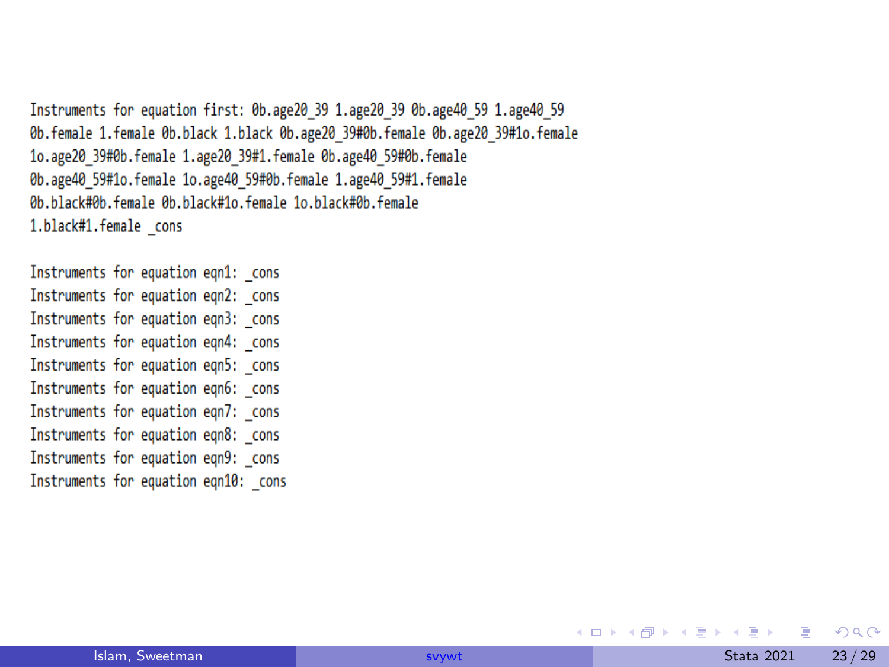```
Instruments for equation first: 0b.age20_39 1.age20_39 0b.age40_59 1.age40_59
0b.female 1.female 0b.black 1.black 0b.age20_39#0b.female 0b.age20_39#1o.female
1o.age20_39#0b.female 1.age20_39#1.female 0b.age40_59#0b.female
0b.age40_59#1o.female 1o.age40_59#0b.female 1.age40_59#1.female
0b.black#0b.female 0b.black#1o.female 1o.black#0b.female
1.black#1.female _cons

Instruments for equation eqn1: _cons
Instruments for equation eqn2: _cons
Instruments for equation eqn3: _cons
Instruments for equation eqn4: _cons
Instruments for equation eqn5: _cons
Instruments for equation eqn6: _cons
Instruments for equation eqn7: _cons
Instruments for equation eqn8: _cons
Instruments for equation eqn9: _cons
Instruments for equation eqn10: _cons
```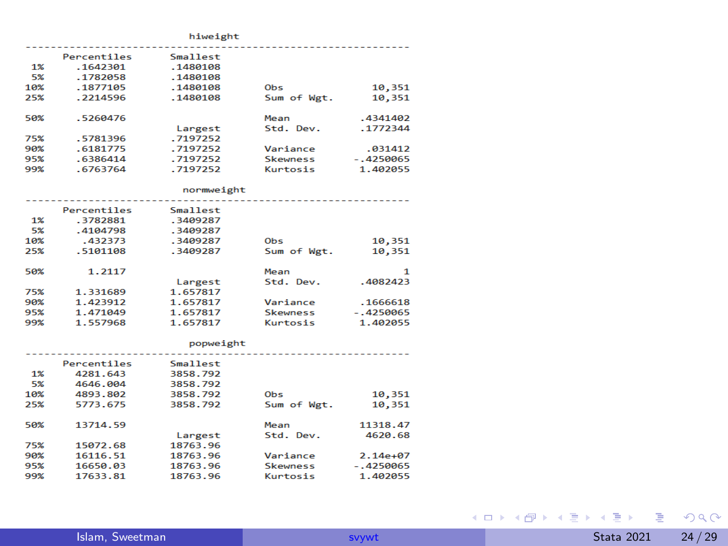```
                            hiweight
-------------------------------------------------------------
      Percentiles      Smallest
 1%     .1642301       .1480108
 5%     .1782058       .1480108
10%     .1877105       .1480108       Obs              10,351
25%     .2214596       .1480108       Sum of Wgt.      10,351

50%     .5260476                      Mean           .4341402
                        Largest       Std. Dev.      .1772344
75%     .5781396       .7197252
90%     .6181775       .7197252       Variance        .031412
95%     .6386414       .7197252       Skewness      -.4250065
99%     .6763764       .7197252       Kurtosis       1.402055

                           normweight
-------------------------------------------------------------
      Percentiles      Smallest
 1%     .3782881       .3409287
 5%     .4104798       .3409287
10%      .432373       .3409287       Obs              10,351
25%     .5101108       .3409287       Sum of Wgt.      10,351

50%       1.2117                      Mean                  1
                        Largest       Std. Dev.      .4082423
75%     1.331689       1.657817
90%     1.423912       1.657817       Variance       .1666618
95%     1.471049       1.657817       Skewness      -.4250065
99%     1.557968       1.657817       Kurtosis       1.402055

                            popweight
-------------------------------------------------------------
      Percentiles      Smallest
 1%     4281.643       3858.792
 5%     4646.004       3858.792
10%     4893.802       3858.792       Obs              10,351
25%     5773.675       3858.792       Sum of Wgt.      10,351

50%     13714.59                      Mean           11318.47
                        Largest       Std. Dev.       4620.68
75%     15072.68       18763.96
90%     16116.51       18763.96       Variance       2.14e+07
95%     16650.03       18763.96       Skewness      -.4250065
99%     17633.81       18763.96       Kurtosis       1.402055
```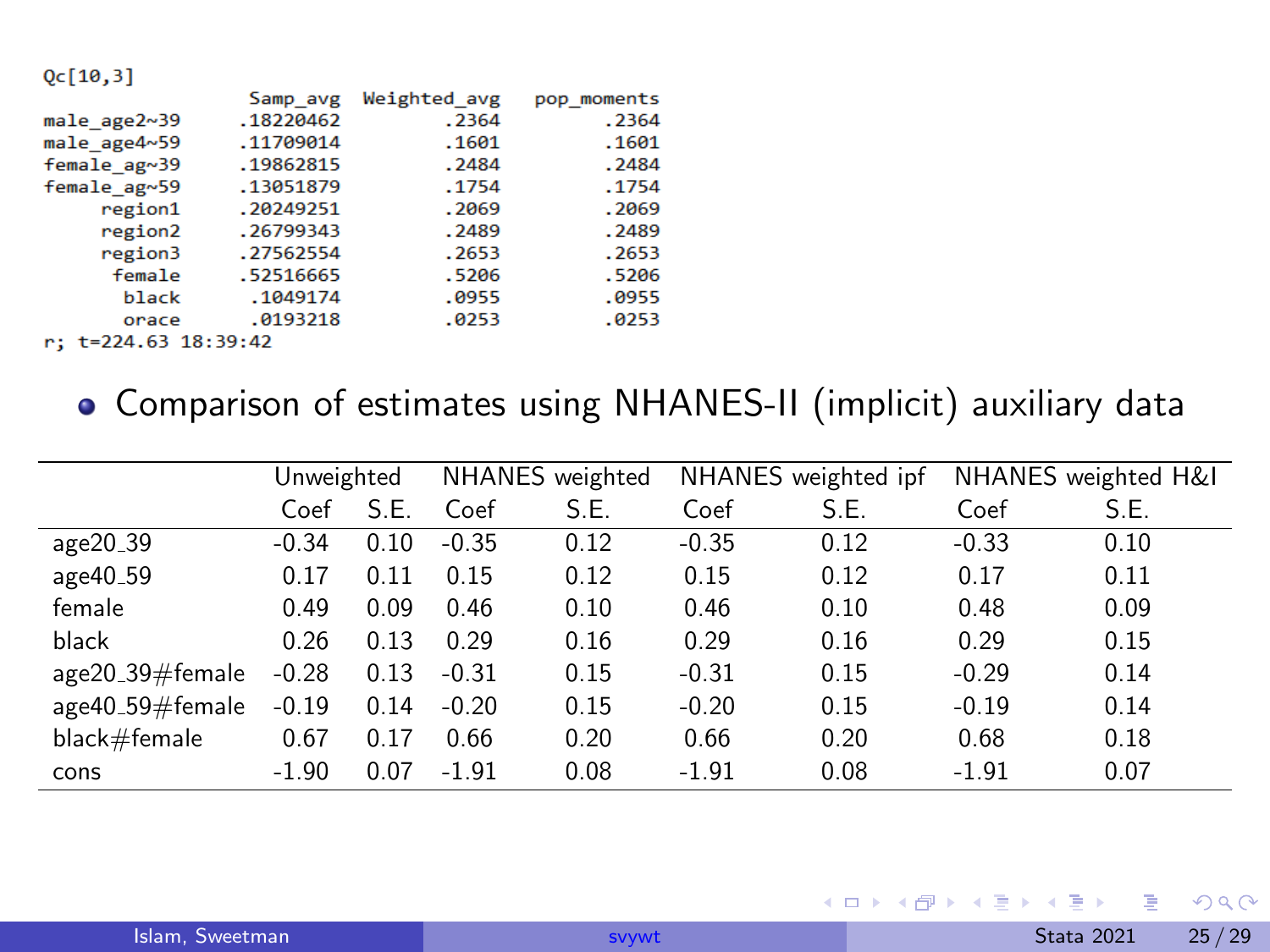```
Qc[10,3]
                 Samp_avg  Weighted_avg   pop_moments
male_age2~39   .18220462         .2364         .2364
male_age4~59   .11709014         .1601         .1601
female_ag~39   .19862815         .2484         .2484
female_ag~59   .13051879         .1754         .1754
     region1   .20249251         .2069         .2069
     region2   .26799343         .2489         .2489
     region3   .27562554         .2653         .2653
      female   .52516665         .5206         .5206
       black    .1049174         .0955         .0955
       orace    .0193218         .0253         .0253
r; t=224.63 18:39:42
```

- Comparison of estimates using NHANES-II (implicit) auxiliary data

| | Unweighted | | NHANES weighted | | NHANES weighted ipf | | NHANES weighted H&I | |
|---|---|---|---|---|---|---|---|---|
| | Coef | S.E. | Coef | S.E. | Coef | S.E. | Coef | S.E. |
| age20_39 | -0.34 | 0.10 | -0.35 | 0.12 | -0.35 | 0.12 | -0.33 | 0.10 |
| age40_59 | 0.17 | 0.11 | 0.15 | 0.12 | 0.15 | 0.12 | 0.17 | 0.11 |
| female | 0.49 | 0.09 | 0.46 | 0.10 | 0.46 | 0.10 | 0.48 | 0.09 |
| black | 0.26 | 0.13 | 0.29 | 0.16 | 0.29 | 0.16 | 0.29 | 0.15 |
| age20_39#female | -0.28 | 0.13 | -0.31 | 0.15 | -0.31 | 0.15 | -0.29 | 0.14 |
| age40_59#female | -0.19 | 0.14 | -0.20 | 0.15 | -0.20 | 0.15 | -0.19 | 0.14 |
| black#female | 0.67 | 0.17 | 0.66 | 0.20 | 0.66 | 0.20 | 0.68 | 0.18 |
| cons | -1.90 | 0.07 | -1.91 | 0.08 | -1.91 | 0.08 | -1.91 | 0.07 |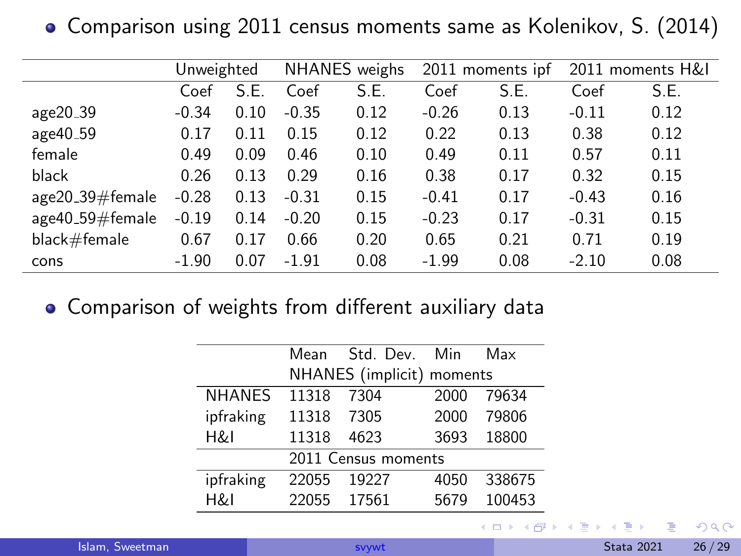- Comparison using 2011 census moments same as Kolenikov, S. (2014)

| | Unweighted | | NHANES weighs | | 2011 moments ipf | | 2011 moments H&I | |
|---|---|---|---|---|---|---|---|---|
| | Coef | S.E. | Coef | S.E. | Coef | S.E. | Coef | S.E. |
| age20_39 | -0.34 | 0.10 | -0.35 | 0.12 | -0.26 | 0.13 | -0.11 | 0.12 |
| age40_59 | 0.17 | 0.11 | 0.15 | 0.12 | 0.22 | 0.13 | 0.38 | 0.12 |
| female | 0.49 | 0.09 | 0.46 | 0.10 | 0.49 | 0.11 | 0.57 | 0.11 |
| black | 0.26 | 0.13 | 0.29 | 0.16 | 0.38 | 0.17 | 0.32 | 0.15 |
| age20_39#female | -0.28 | 0.13 | -0.31 | 0.15 | -0.41 | 0.17 | -0.43 | 0.16 |
| age40_59#female | -0.19 | 0.14 | -0.20 | 0.15 | -0.23 | 0.17 | -0.31 | 0.15 |
| black#female | 0.67 | 0.17 | 0.66 | 0.20 | 0.65 | 0.21 | 0.71 | 0.19 |
| cons | -1.90 | 0.07 | -1.91 | 0.08 | -1.99 | 0.08 | -2.10 | 0.08 |

- Comparison of weights from different auxiliary data

| | Mean | Std. Dev. | Min | Max |
|---|---|---|---|---|
| | NHANES (implicit) moments | | | |
| NHANES | 11318 | 7304 | 2000 | 79634 |
| ipfraking | 11318 | 7305 | 2000 | 79806 |
| H&I | 11318 | 4623 | 3693 | 18800 |
| | 2011 Census moments | | | |
| ipfraking | 22055 | 19227 | 4050 | 338675 |
| H&I | 22055 | 17561 | 5679 | 100453 |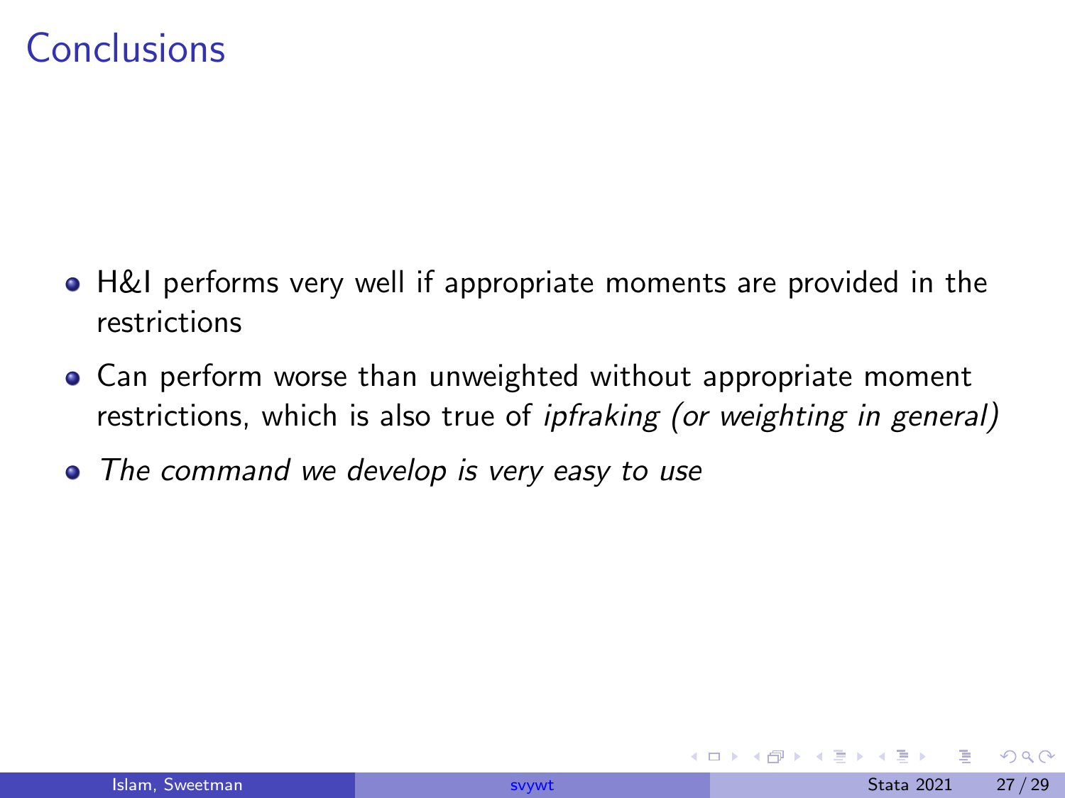# Conclusions

- H&I performs very well if appropriate moments are provided in the restrictions
- Can perform worse than unweighted without appropriate moment restrictions, which is also true of *ipfraking (or weighting in general)*
- *The command we develop is very easy to use*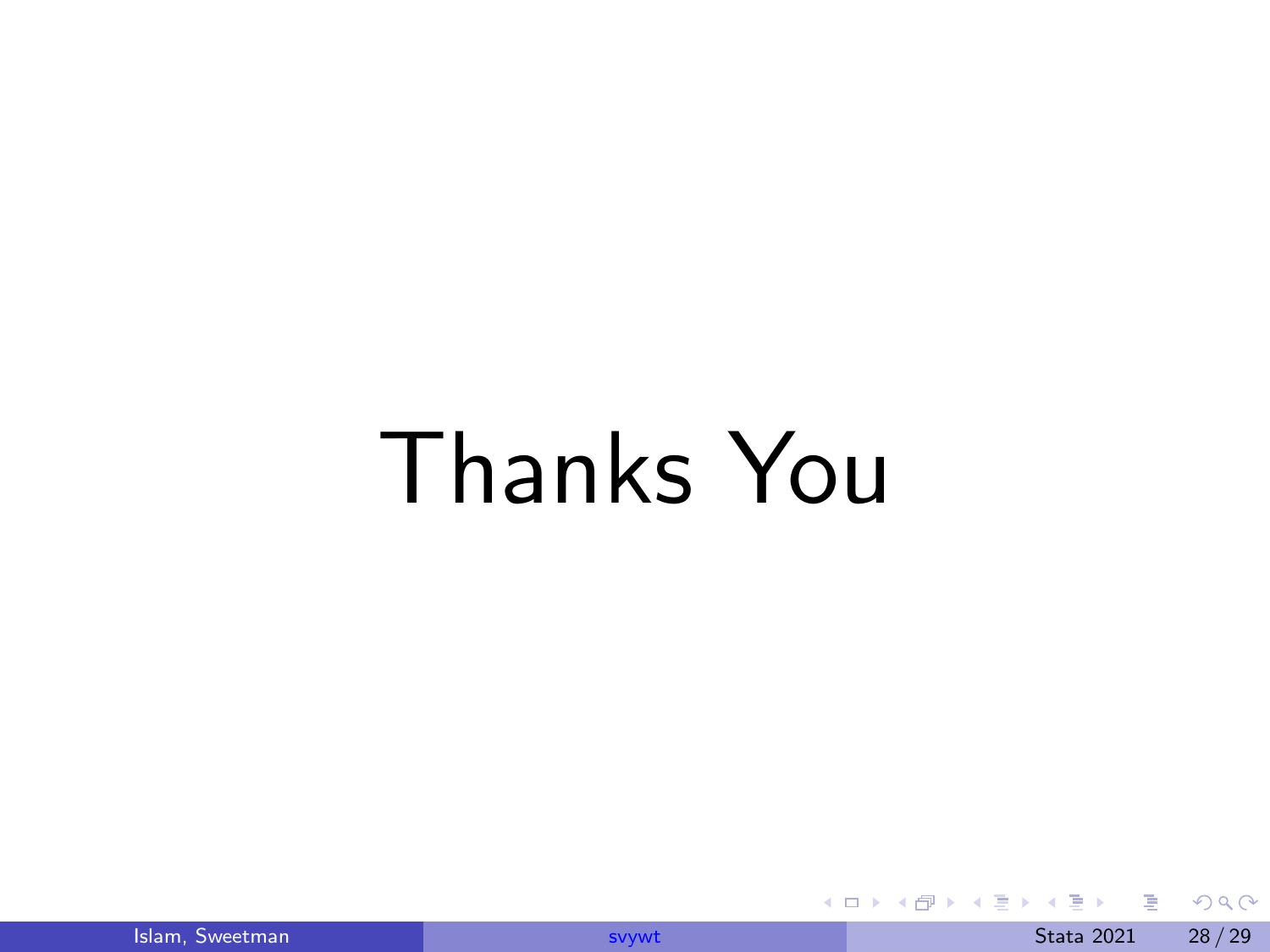# Thanks You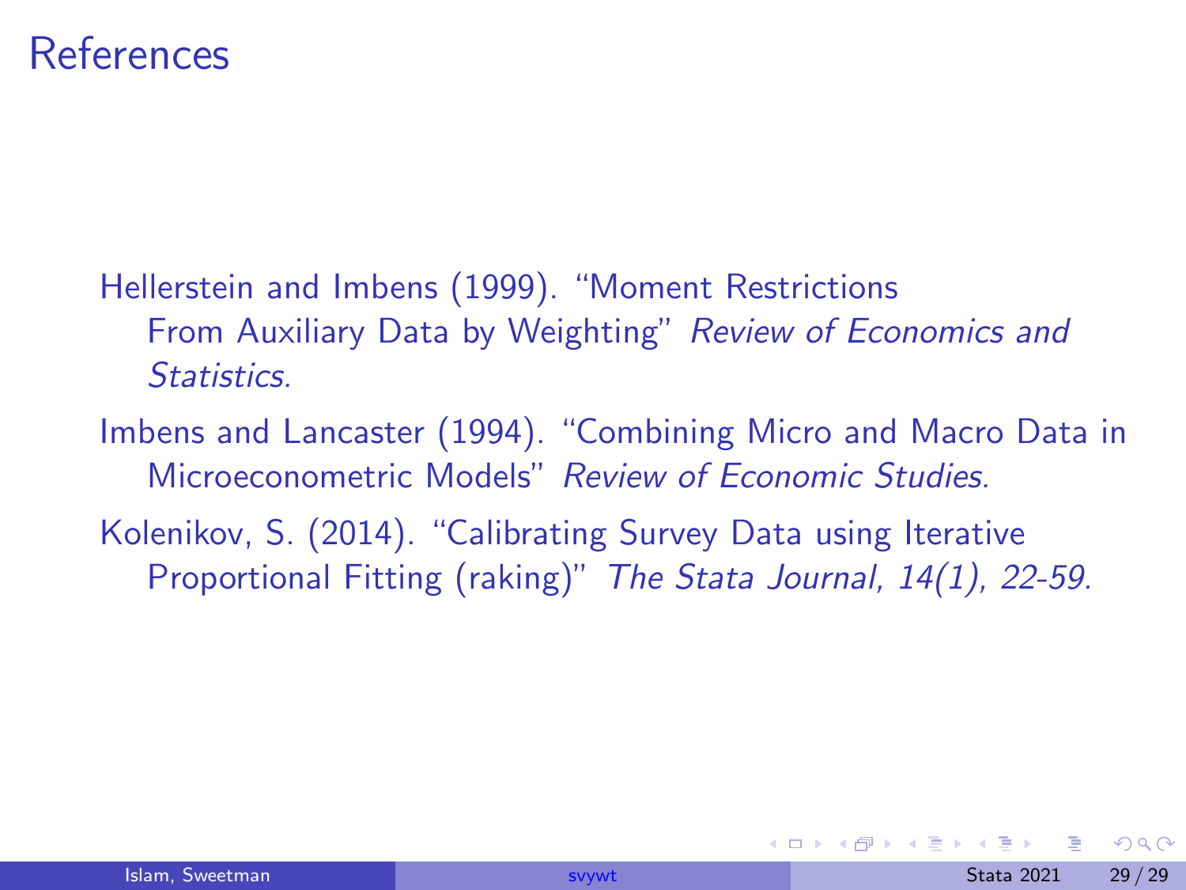# References

Hellerstein and Imbens (1999). "Moment Restrictions From Auxiliary Data by Weighting" *Review of Economics and Statistics.*

Imbens and Lancaster (1994). "Combining Micro and Macro Data in Microeconometric Models" *Review of Economic Studies.*

Kolenikov, S. (2014). "Calibrating Survey Data using Iterative Proportional Fitting (raking)" *The Stata Journal, 14(1), 22-59.*